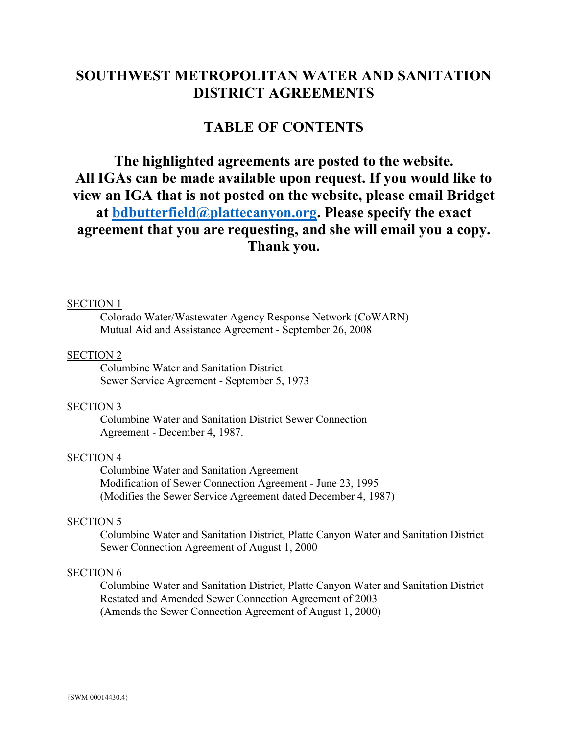# SOUTHWEST METROPOLITAN WATER AND SANITATION DISTRICT AGREEMENTS

## TABLE OF CONTENTS

**The highlighted agreements are posted to the website. All IGAs can be made available upon request. If you would like to view an IGA that is not posted on the website, please email Bridget at [bdbutterfield@plattecanyon.org](mailto:bdbutterfield@plattecanyon.org). Please specify the exact agreement that you are requesting, and she will email you a copy. Thank you.**

SECTION 1

Colorado Water/Wastewater Agency Response Network (CoWARN) Mutual Aid and Assistance Agreement - September 26, 2008

SECTION 2

Columbine Water and Sanitation District Sewer Service Agreement - September 5, 1973

SECTION 3

Columbine Water and Sanitation District Sewer Connection Agreement - December 4, 1987.

SECTION 4

Columbine Water and Sanitation Agreement Modification of Sewer Connection Agreement - June 23, 1995 (Modifies the Sewer Service Agreement dated December 4, 1987)

SECTION 5

Columbine Water and Sanitation District, Platte Canyon Water and Sanitation District Sewer Connection Agreement of August 1, 2000

SECTION 6

Columbine Water and Sanitation District, Platte Canyon Water and Sanitation District Restated and Amended Sewer Connection Agreement of 2003 (Amends the Sewer Connection Agreement of August 1, 2000)

{SWM 00014430.4}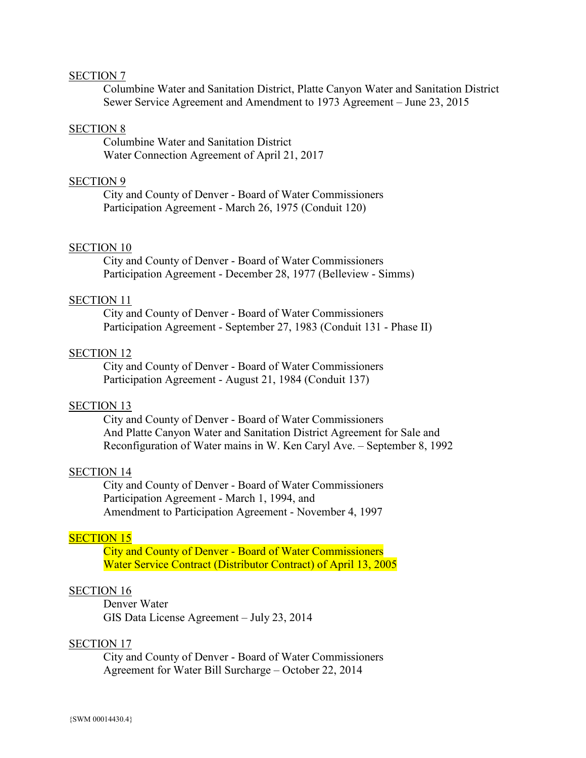SECTION 7

Columbine Water and Sanitation District, Platte Canyon Water and Sanitation District
Sewer Service Agreement and Amendment to 1973 Agreement – June 23, 2015

SECTION 8

Columbine Water and Sanitation District
Water Connection Agreement of April 21, 2017

SECTION 9

City and County of Denver - Board of Water Commissioners
Participation Agreement - March 26, 1975 (Conduit 120)

SECTION 10

City and County of Denver - Board of Water Commissioners
Participation Agreement - December 28, 1977 (Belleview - Simms)

SECTION 11

City and County of Denver - Board of Water Commissioners
Participation Agreement - September 27, 1983 (Conduit 131 - Phase II)

SECTION 12

City and County of Denver - Board of Water Commissioners
Participation Agreement - August 21, 1984 (Conduit 137)

SECTION 13

City and County of Denver - Board of Water Commissioners
And Platte Canyon Water and Sanitation District Agreement for Sale and
Reconfiguration of Water mains in W. Ken Caryl Ave. – September 8, 1992

SECTION 14

City and County of Denver - Board of Water Commissioners
Participation Agreement - March 1, 1994, and
Amendment to Participation Agreement - November 4, 1997

SECTION 15

City and County of Denver - Board of Water Commissioners
Water Service Contract (Distributor Contract) of April 13, 2005

SECTION 16

Denver Water
GIS Data License Agreement – July 23, 2014

SECTION 17

City and County of Denver - Board of Water Commissioners
Agreement for Water Bill Surcharge – October 22, 2014

{SWM 00014430.4}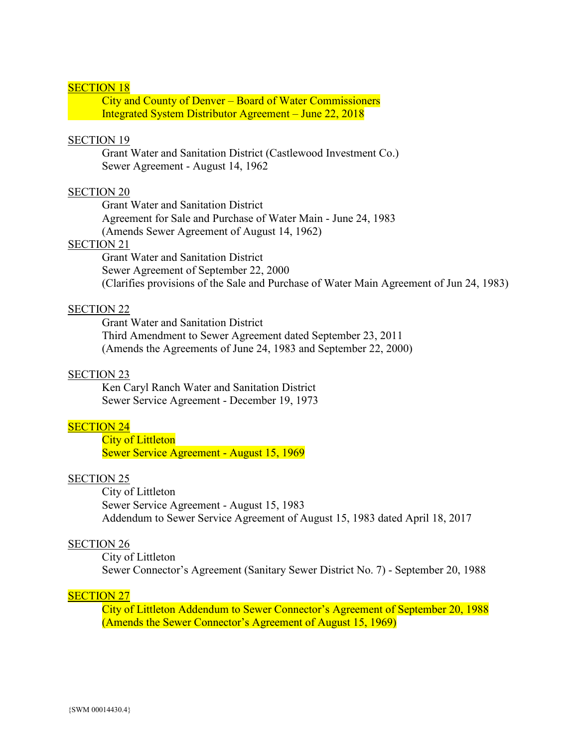SECTION 18

City and County of Denver – Board of Water Commissioners
Integrated System Distributor Agreement – June 22, 2018

SECTION 19

Grant Water and Sanitation District (Castlewood Investment Co.)
Sewer Agreement - August 14, 1962

SECTION 20

Grant Water and Sanitation District
Agreement for Sale and Purchase of Water Main - June 24, 1983
(Amends Sewer Agreement of August 14, 1962)

SECTION 21

Grant Water and Sanitation District
Sewer Agreement of September 22, 2000
(Clarifies provisions of the Sale and Purchase of Water Main Agreement of Jun 24, 1983)

SECTION 22

Grant Water and Sanitation District
Third Amendment to Sewer Agreement dated September 23, 2011
(Amends the Agreements of June 24, 1983 and September 22, 2000)

SECTION 23

Ken Caryl Ranch Water and Sanitation District
Sewer Service Agreement - December 19, 1973

SECTION 24

City of Littleton
Sewer Service Agreement - August 15, 1969

SECTION 25

City of Littleton
Sewer Service Agreement - August 15, 1983
Addendum to Sewer Service Agreement of August 15, 1983 dated April 18, 2017

SECTION 26

City of Littleton
Sewer Connector's Agreement (Sanitary Sewer District No. 7) - September 20, 1988

SECTION 27

City of Littleton Addendum to Sewer Connector's Agreement of September 20, 1988
(Amends the Sewer Connector's Agreement of August 15, 1969)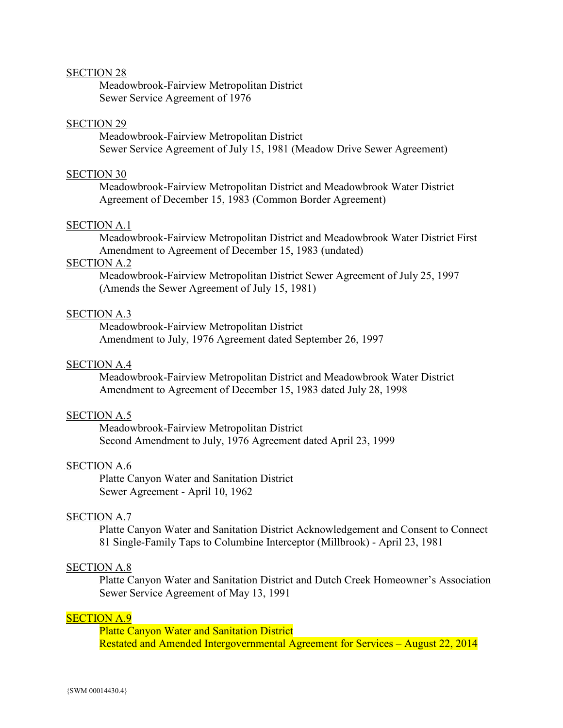SECTION 28

Meadowbrook-Fairview Metropolitan District
Sewer Service Agreement of 1976

SECTION 29

Meadowbrook-Fairview Metropolitan District
Sewer Service Agreement of July 15, 1981 (Meadow Drive Sewer Agreement)

SECTION 30

Meadowbrook-Fairview Metropolitan District and Meadowbrook Water District
Agreement of December 15, 1983 (Common Border Agreement)

SECTION A.1

Meadowbrook-Fairview Metropolitan District and Meadowbrook Water District First Amendment to Agreement of December 15, 1983 (undated)

SECTION A.2

Meadowbrook-Fairview Metropolitan District Sewer Agreement of July 25, 1997 (Amends the Sewer Agreement of July 15, 1981)

SECTION A.3

Meadowbrook-Fairview Metropolitan District
Amendment to July, 1976 Agreement dated September 26, 1997

SECTION A.4

Meadowbrook-Fairview Metropolitan District and Meadowbrook Water District
Amendment to Agreement of December 15, 1983 dated July 28, 1998

SECTION A.5

Meadowbrook-Fairview Metropolitan District
Second Amendment to July, 1976 Agreement dated April 23, 1999

SECTION A.6

Platte Canyon Water and Sanitation District
Sewer Agreement - April 10, 1962

SECTION A.7

Platte Canyon Water and Sanitation District Acknowledgement and Consent to Connect 81 Single-Family Taps to Columbine Interceptor (Millbrook) - April 23, 1981

SECTION A.8

Platte Canyon Water and Sanitation District and Dutch Creek Homeowner's Association
Sewer Service Agreement of May 13, 1991

SECTION A.9

Platte Canyon Water and Sanitation District
Restated and Amended Intergovernmental Agreement for Services – August 22, 2014

{SWM 00014430.4}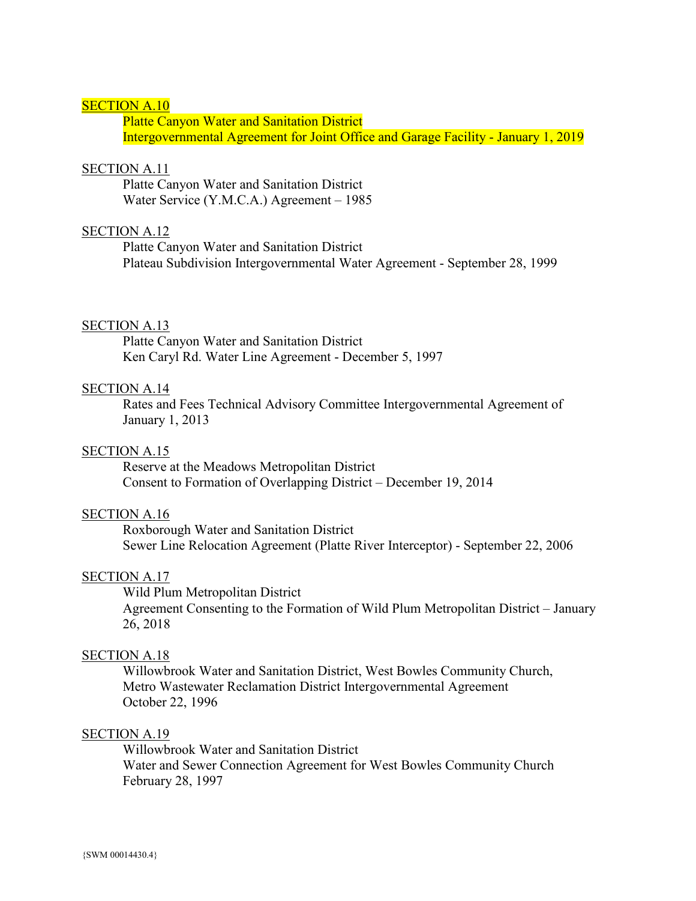SECTION A.10
Platte Canyon Water and Sanitation District
Intergovernmental Agreement for Joint Office and Garage Facility - January 1, 2019

SECTION A.11
Platte Canyon Water and Sanitation District
Water Service (Y.M.C.A.) Agreement – 1985

SECTION A.12
Platte Canyon Water and Sanitation District
Plateau Subdivision Intergovernmental Water Agreement - September 28, 1999

SECTION A.13
Platte Canyon Water and Sanitation District
Ken Caryl Rd. Water Line Agreement - December 5, 1997

SECTION A.14
Rates and Fees Technical Advisory Committee Intergovernmental Agreement of January 1, 2013

SECTION A.15
Reserve at the Meadows Metropolitan District
Consent to Formation of Overlapping District – December 19, 2014

SECTION A.16
Roxborough Water and Sanitation District
Sewer Line Relocation Agreement (Platte River Interceptor) - September 22, 2006

SECTION A.17
Wild Plum Metropolitan District
Agreement Consenting to the Formation of Wild Plum Metropolitan District – January 26, 2018

SECTION A.18
Willowbrook Water and Sanitation District, West Bowles Community Church, Metro Wastewater Reclamation District Intergovernmental Agreement
October 22, 1996

SECTION A.19
Willowbrook Water and Sanitation District
Water and Sewer Connection Agreement for West Bowles Community Church
February 28, 1997

{SWM 00014430.4}